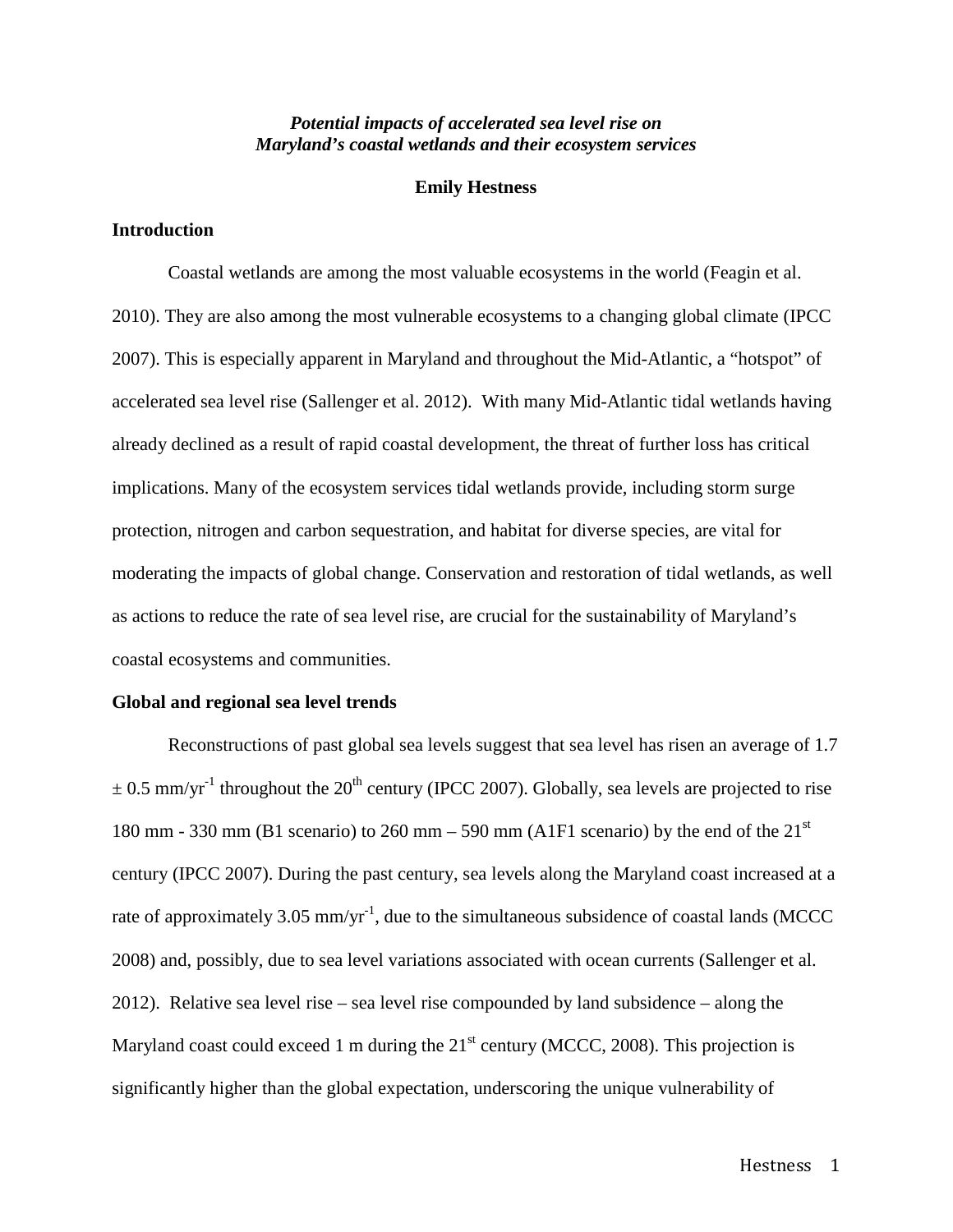*Potential impacts of accelerated sea level rise on Maryland's coastal wetlands and their ecosystem services*

**Emily Hestness**

## Introduction

Coastal wetlands are among the most valuable ecosystems in the world (Feagin et al. 2010). They are also among the most vulnerable ecosystems to a changing global climate (IPCC 2007). This is especially apparent in Maryland and throughout the Mid-Atlantic, a "hotspot" of accelerated sea level rise (Sallenger et al. 2012). With many Mid-Atlantic tidal wetlands having already declined as a result of rapid coastal development, the threat of further loss has critical implications. Many of the ecosystem services tidal wetlands provide, including storm surge protection, nitrogen and carbon sequestration, and habitat for diverse species, are vital for moderating the impacts of global change. Conservation and restoration of tidal wetlands, as well as actions to reduce the rate of sea level rise, are crucial for the sustainability of Maryland's coastal ecosystems and communities.

## Global and regional sea level trends

Reconstructions of past global sea levels suggest that sea level has risen an average of 1.7 $\pm$ 0.5 mm/yr$^{-1}$ throughout the 20$^{th}$ century (IPCC 2007). Globally, sea levels are projected to rise 180 mm - 330 mm (B1 scenario) to 260 mm – 590 mm (A1F1 scenario) by the end of the 21$^{st}$ century (IPCC 2007). During the past century, sea levels along the Maryland coast increased at a rate of approximately 3.05 mm/yr$^{-1}$, due to the simultaneous subsidence of coastal lands (MCCC 2008) and, possibly, due to sea level variations associated with ocean currents (Sallenger et al. 2012). Relative sea level rise – sea level rise compounded by land subsidence – along the Maryland coast could exceed 1 m during the 21$^{st}$ century (MCCC, 2008). This projection is significantly higher than the global expectation, underscoring the unique vulnerability of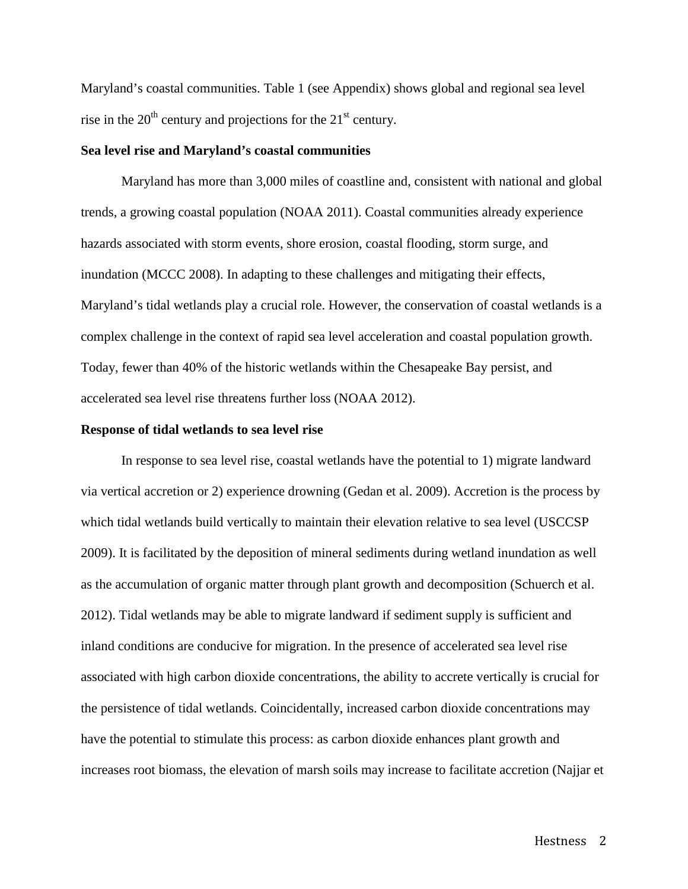Maryland's coastal communities. Table 1 (see Appendix) shows global and regional sea level rise in the 20th century and projections for the 21st century.

**Sea level rise and Maryland's coastal communities**

Maryland has more than 3,000 miles of coastline and, consistent with national and global trends, a growing coastal population (NOAA 2011). Coastal communities already experience hazards associated with storm events, shore erosion, coastal flooding, storm surge, and inundation (MCCC 2008). In adapting to these challenges and mitigating their effects, Maryland's tidal wetlands play a crucial role. However, the conservation of coastal wetlands is a complex challenge in the context of rapid sea level acceleration and coastal population growth. Today, fewer than 40% of the historic wetlands within the Chesapeake Bay persist, and accelerated sea level rise threatens further loss (NOAA 2012).

**Response of tidal wetlands to sea level rise**

In response to sea level rise, coastal wetlands have the potential to 1) migrate landward via vertical accretion or 2) experience drowning (Gedan et al. 2009). Accretion is the process by which tidal wetlands build vertically to maintain their elevation relative to sea level (USCCSP 2009). It is facilitated by the deposition of mineral sediments during wetland inundation as well as the accumulation of organic matter through plant growth and decomposition (Schuerch et al. 2012). Tidal wetlands may be able to migrate landward if sediment supply is sufficient and inland conditions are conducive for migration. In the presence of accelerated sea level rise associated with high carbon dioxide concentrations, the ability to accrete vertically is crucial for the persistence of tidal wetlands. Coincidentally, increased carbon dioxide concentrations may have the potential to stimulate this process: as carbon dioxide enhances plant growth and increases root biomass, the elevation of marsh soils may increase to facilitate accretion (Najjar et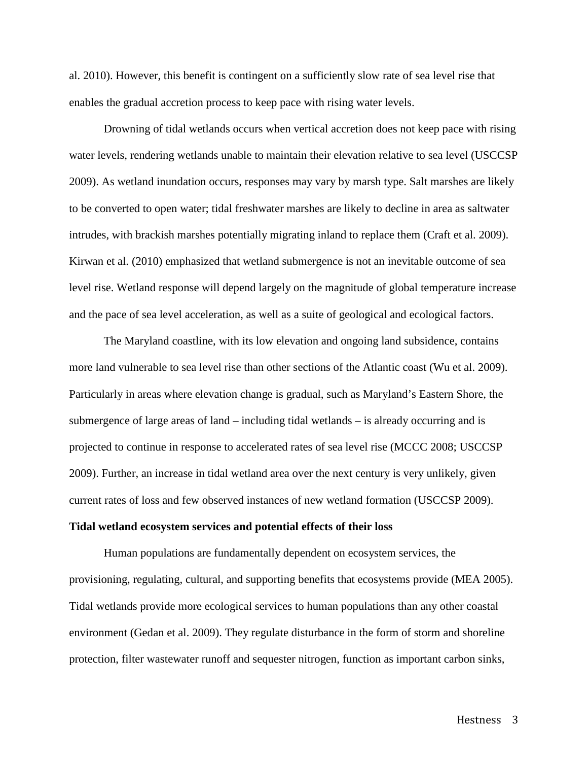al. 2010). However, this benefit is contingent on a sufficiently slow rate of sea level rise that enables the gradual accretion process to keep pace with rising water levels.

Drowning of tidal wetlands occurs when vertical accretion does not keep pace with rising water levels, rendering wetlands unable to maintain their elevation relative to sea level (USCCSP 2009). As wetland inundation occurs, responses may vary by marsh type. Salt marshes are likely to be converted to open water; tidal freshwater marshes are likely to decline in area as saltwater intrudes, with brackish marshes potentially migrating inland to replace them (Craft et al. 2009). Kirwan et al. (2010) emphasized that wetland submergence is not an inevitable outcome of sea level rise. Wetland response will depend largely on the magnitude of global temperature increase and the pace of sea level acceleration, as well as a suite of geological and ecological factors.

The Maryland coastline, with its low elevation and ongoing land subsidence, contains more land vulnerable to sea level rise than other sections of the Atlantic coast (Wu et al. 2009). Particularly in areas where elevation change is gradual, such as Maryland's Eastern Shore, the submergence of large areas of land – including tidal wetlands – is already occurring and is projected to continue in response to accelerated rates of sea level rise (MCCC 2008; USCCSP 2009). Further, an increase in tidal wetland area over the next century is very unlikely, given current rates of loss and few observed instances of new wetland formation (USCCSP 2009).

**Tidal wetland ecosystem services and potential effects of their loss**

Human populations are fundamentally dependent on ecosystem services, the provisioning, regulating, cultural, and supporting benefits that ecosystems provide (MEA 2005). Tidal wetlands provide more ecological services to human populations than any other coastal environment (Gedan et al. 2009). They regulate disturbance in the form of storm and shoreline protection, filter wastewater runoff and sequester nitrogen, function as important carbon sinks,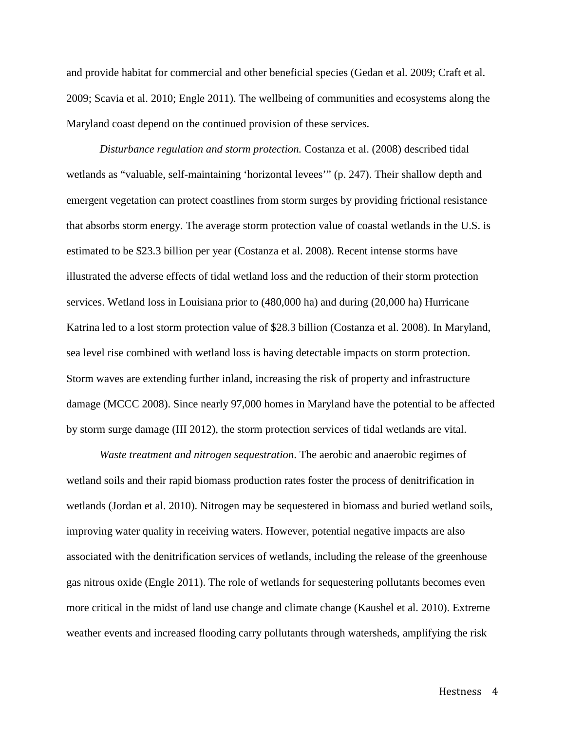and provide habitat for commercial and other beneficial species (Gedan et al. 2009; Craft et al. 2009; Scavia et al. 2010; Engle 2011). The wellbeing of communities and ecosystems along the Maryland coast depend on the continued provision of these services.

*Disturbance regulation and storm protection.* Costanza et al. (2008) described tidal wetlands as "valuable, self-maintaining 'horizontal levees'" (p. 247). Their shallow depth and emergent vegetation can protect coastlines from storm surges by providing frictional resistance that absorbs storm energy. The average storm protection value of coastal wetlands in the U.S. is estimated to be $23.3 billion per year (Costanza et al. 2008). Recent intense storms have illustrated the adverse effects of tidal wetland loss and the reduction of their storm protection services. Wetland loss in Louisiana prior to (480,000 ha) and during (20,000 ha) Hurricane Katrina led to a lost storm protection value of $28.3 billion (Costanza et al. 2008). In Maryland, sea level rise combined with wetland loss is having detectable impacts on storm protection. Storm waves are extending further inland, increasing the risk of property and infrastructure damage (MCCC 2008). Since nearly 97,000 homes in Maryland have the potential to be affected by storm surge damage (III 2012), the storm protection services of tidal wetlands are vital.

*Waste treatment and nitrogen sequestration*. The aerobic and anaerobic regimes of wetland soils and their rapid biomass production rates foster the process of denitrification in wetlands (Jordan et al. 2010). Nitrogen may be sequestered in biomass and buried wetland soils, improving water quality in receiving waters. However, potential negative impacts are also associated with the denitrification services of wetlands, including the release of the greenhouse gas nitrous oxide (Engle 2011). The role of wetlands for sequestering pollutants becomes even more critical in the midst of land use change and climate change (Kaushel et al. 2010). Extreme weather events and increased flooding carry pollutants through watersheds, amplifying the risk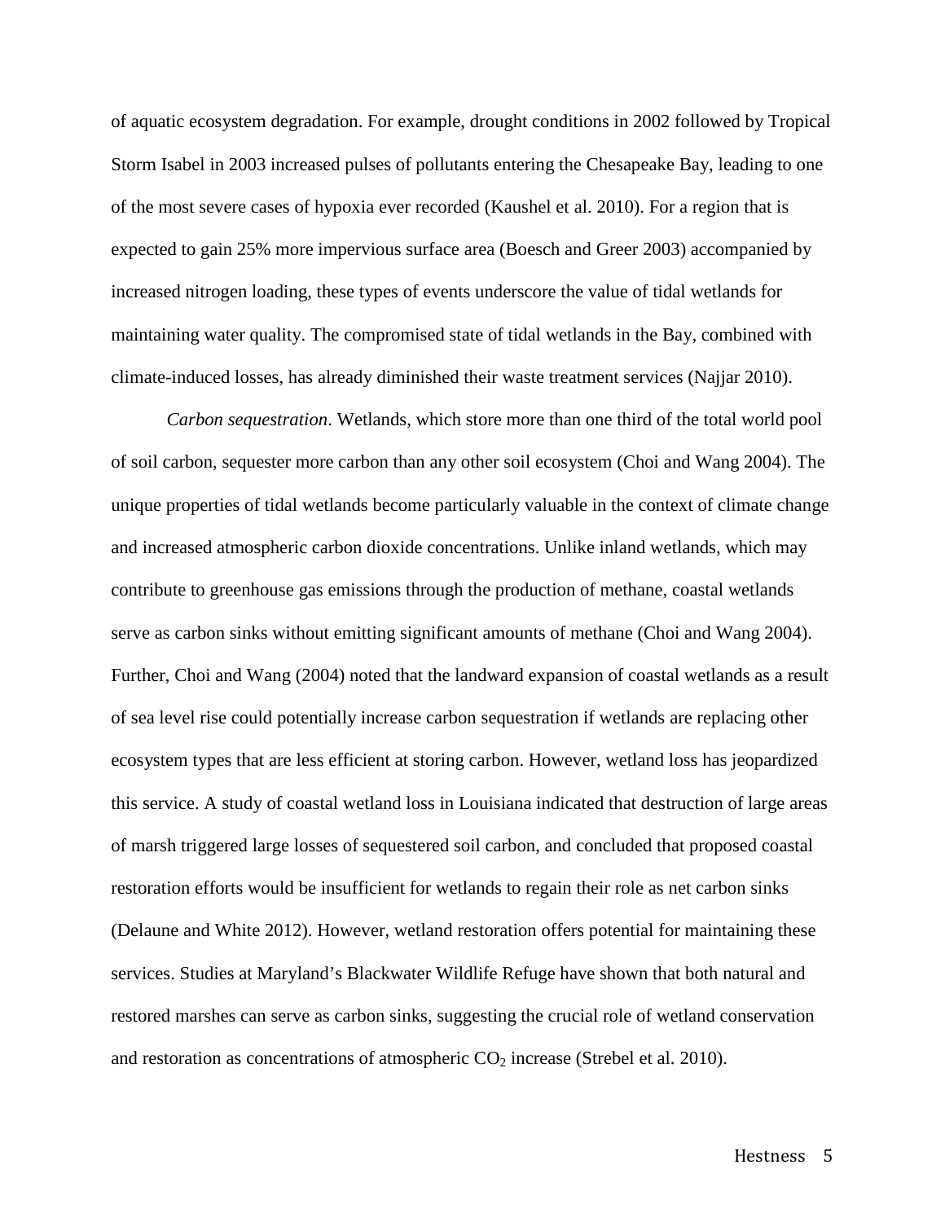of aquatic ecosystem degradation. For example, drought conditions in 2002 followed by Tropical Storm Isabel in 2003 increased pulses of pollutants entering the Chesapeake Bay, leading to one of the most severe cases of hypoxia ever recorded (Kaushel et al. 2010). For a region that is expected to gain 25% more impervious surface area (Boesch and Greer 2003) accompanied by increased nitrogen loading, these types of events underscore the value of tidal wetlands for maintaining water quality. The compromised state of tidal wetlands in the Bay, combined with climate-induced losses, has already diminished their waste treatment services (Najjar 2010).

*Carbon sequestration*. Wetlands, which store more than one third of the total world pool of soil carbon, sequester more carbon than any other soil ecosystem (Choi and Wang 2004). The unique properties of tidal wetlands become particularly valuable in the context of climate change and increased atmospheric carbon dioxide concentrations. Unlike inland wetlands, which may contribute to greenhouse gas emissions through the production of methane, coastal wetlands serve as carbon sinks without emitting significant amounts of methane (Choi and Wang 2004). Further, Choi and Wang (2004) noted that the landward expansion of coastal wetlands as a result of sea level rise could potentially increase carbon sequestration if wetlands are replacing other ecosystem types that are less efficient at storing carbon. However, wetland loss has jeopardized this service. A study of coastal wetland loss in Louisiana indicated that destruction of large areas of marsh triggered large losses of sequestered soil carbon, and concluded that proposed coastal restoration efforts would be insufficient for wetlands to regain their role as net carbon sinks (Delaune and White 2012). However, wetland restoration offers potential for maintaining these services. Studies at Maryland's Blackwater Wildlife Refuge have shown that both natural and restored marshes can serve as carbon sinks, suggesting the crucial role of wetland conservation and restoration as concentrations of atmospheric $CO_2$ increase (Strebel et al. 2010).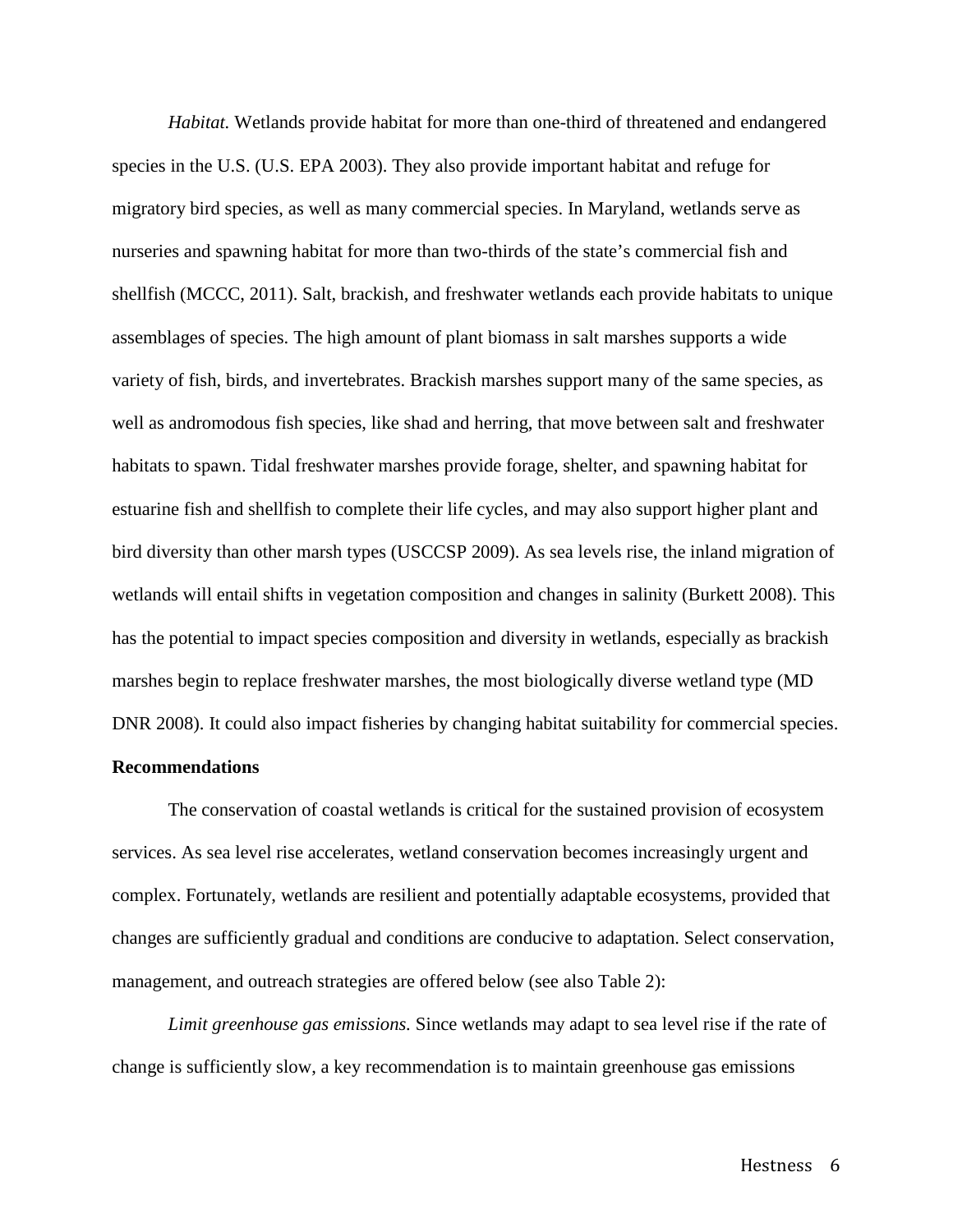*Habitat.* Wetlands provide habitat for more than one-third of threatened and endangered species in the U.S. (U.S. EPA 2003). They also provide important habitat and refuge for migratory bird species, as well as many commercial species. In Maryland, wetlands serve as nurseries and spawning habitat for more than two-thirds of the state's commercial fish and shellfish (MCCC, 2011). Salt, brackish, and freshwater wetlands each provide habitats to unique assemblages of species. The high amount of plant biomass in salt marshes supports a wide variety of fish, birds, and invertebrates. Brackish marshes support many of the same species, as well as andromodous fish species, like shad and herring, that move between salt and freshwater habitats to spawn. Tidal freshwater marshes provide forage, shelter, and spawning habitat for estuarine fish and shellfish to complete their life cycles, and may also support higher plant and bird diversity than other marsh types (USCCSP 2009). As sea levels rise, the inland migration of wetlands will entail shifts in vegetation composition and changes in salinity (Burkett 2008). This has the potential to impact species composition and diversity in wetlands, especially as brackish marshes begin to replace freshwater marshes, the most biologically diverse wetland type (MD DNR 2008). It could also impact fisheries by changing habitat suitability for commercial species.

**Recommendations**

The conservation of coastal wetlands is critical for the sustained provision of ecosystem services. As sea level rise accelerates, wetland conservation becomes increasingly urgent and complex. Fortunately, wetlands are resilient and potentially adaptable ecosystems, provided that changes are sufficiently gradual and conditions are conducive to adaptation. Select conservation, management, and outreach strategies are offered below (see also Table 2):

*Limit greenhouse gas emissions.* Since wetlands may adapt to sea level rise if the rate of change is sufficiently slow, a key recommendation is to maintain greenhouse gas emissions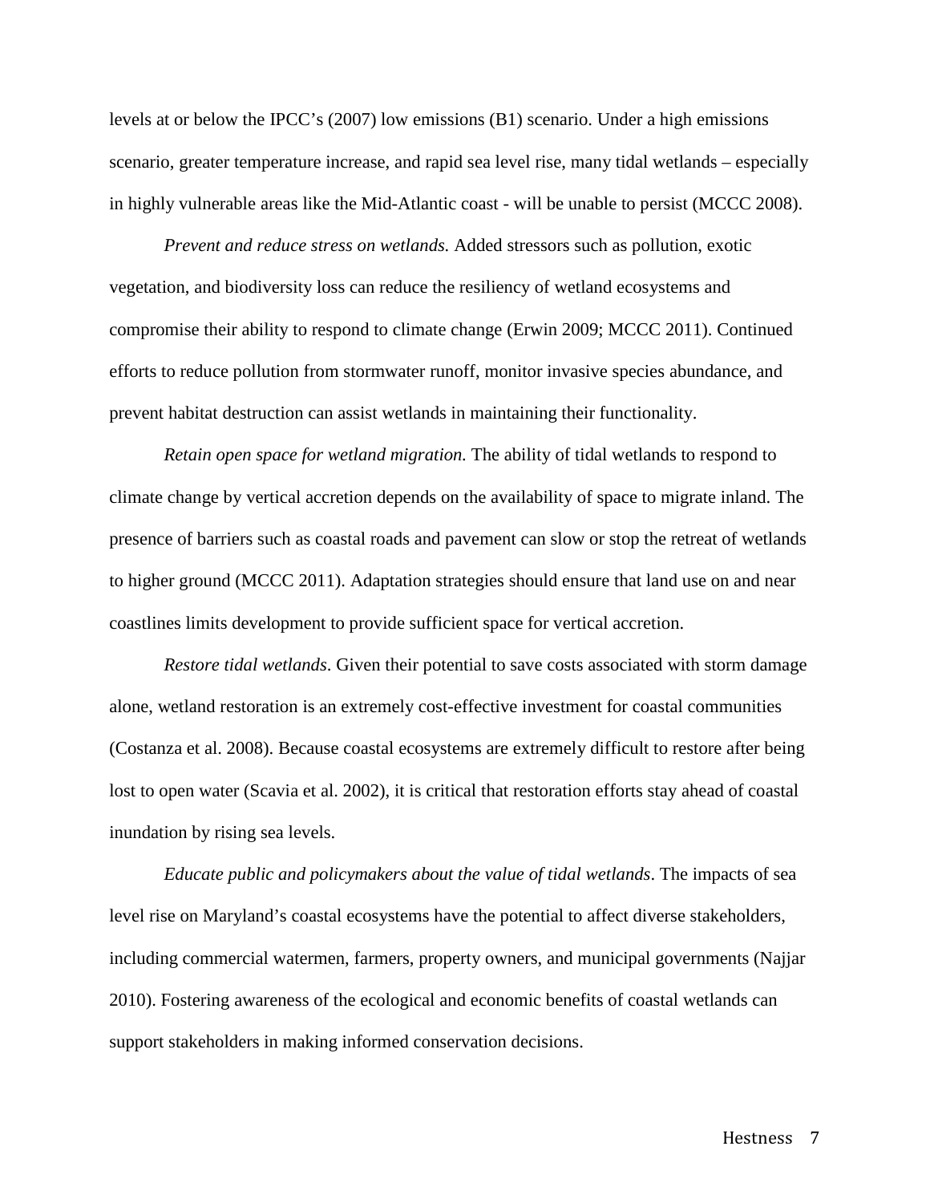levels at or below the IPCC's (2007) low emissions (B1) scenario. Under a high emissions scenario, greater temperature increase, and rapid sea level rise, many tidal wetlands – especially in highly vulnerable areas like the Mid-Atlantic coast - will be unable to persist (MCCC 2008).

*Prevent and reduce stress on wetlands.* Added stressors such as pollution, exotic vegetation, and biodiversity loss can reduce the resiliency of wetland ecosystems and compromise their ability to respond to climate change (Erwin 2009; MCCC 2011). Continued efforts to reduce pollution from stormwater runoff, monitor invasive species abundance, and prevent habitat destruction can assist wetlands in maintaining their functionality.

*Retain open space for wetland migration.* The ability of tidal wetlands to respond to climate change by vertical accretion depends on the availability of space to migrate inland. The presence of barriers such as coastal roads and pavement can slow or stop the retreat of wetlands to higher ground (MCCC 2011). Adaptation strategies should ensure that land use on and near coastlines limits development to provide sufficient space for vertical accretion.

*Restore tidal wetlands*. Given their potential to save costs associated with storm damage alone, wetland restoration is an extremely cost-effective investment for coastal communities (Costanza et al. 2008). Because coastal ecosystems are extremely difficult to restore after being lost to open water (Scavia et al. 2002), it is critical that restoration efforts stay ahead of coastal inundation by rising sea levels.

*Educate public and policymakers about the value of tidal wetlands*. The impacts of sea level rise on Maryland's coastal ecosystems have the potential to affect diverse stakeholders, including commercial watermen, farmers, property owners, and municipal governments (Najjar 2010). Fostering awareness of the ecological and economic benefits of coastal wetlands can support stakeholders in making informed conservation decisions.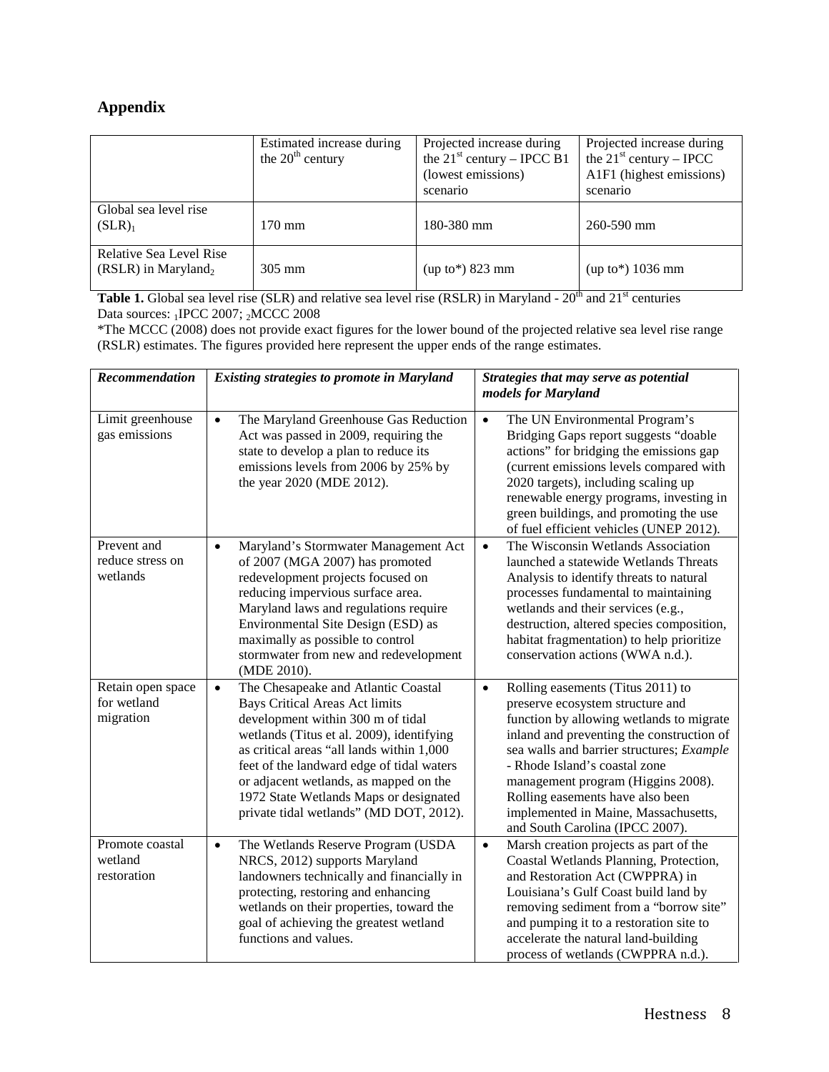## Appendix

| | Estimated increase during the 20th century | Projected increase during the 21st century – IPCC B1 (lowest emissions) scenario | Projected increase during the 21st century – IPCC A1F1 (highest emissions) scenario |
|---|---|---|---|
| Global sea level rise (SLR)[1] | 170 mm | 180-380 mm | 260-590 mm |
| Relative Sea Level Rise (RSLR) in Maryland[2] | 305 mm | (up to*) 823 mm | (up to*) 1036 mm |

**Table 1.** Global sea level rise (SLR) and relative sea level rise (RSLR) in Maryland - 20th and 21st centuries
Data sources: [1]IPCC 2007; [2]MCCC 2008
*The MCCC (2008) does not provide exact figures for the lower bound of the projected relative sea level rise range (RSLR) estimates. The figures provided here represent the upper ends of the range estimates.

| *Recommendation* | *Existing strategies to promote in Maryland* | *Strategies that may serve as potential models for Maryland* |
|---|---|---|
| Limit greenhouse gas emissions | • The Maryland Greenhouse Gas Reduction Act was passed in 2009, requiring the state to develop a plan to reduce its emissions levels from 2006 by 25% by the year 2020 (MDE 2012). | • The UN Environmental Program's Bridging Gaps report suggests "doable actions" for bridging the emissions gap (current emissions levels compared with 2020 targets), including scaling up renewable energy programs, investing in green buildings, and promoting the use of fuel efficient vehicles (UNEP 2012). |
| Prevent and reduce stress on wetlands | • Maryland's Stormwater Management Act of 2007 (MGA 2007) has promoted redevelopment projects focused on reducing impervious surface area. Maryland laws and regulations require Environmental Site Design (ESD) as maximally as possible to control stormwater from new and redevelopment (MDE 2010). | • The Wisconsin Wetlands Association launched a statewide Wetlands Threats Analysis to identify threats to natural processes fundamental to maintaining wetlands and their services (e.g., destruction, altered species composition, habitat fragmentation) to help prioritize conservation actions (WWA n.d.). |
| Retain open space for wetland migration | • The Chesapeake and Atlantic Coastal Bays Critical Areas Act limits development within 300 m of tidal wetlands (Titus et al. 2009), identifying as critical areas "all lands within 1,000 feet of the landward edge of tidal waters or adjacent wetlands, as mapped on the 1972 State Wetlands Maps or designated private tidal wetlands" (MD DOT, 2012). | • Rolling easements (Titus 2011) to preserve ecosystem structure and function by allowing wetlands to migrate inland and preventing the construction of sea walls and barrier structures; *Example* - Rhode Island's coastal zone management program (Higgins 2008). Rolling easements have also been implemented in Maine, Massachusetts, and South Carolina (IPCC 2007). |
| Promote coastal wetland restoration | • The Wetlands Reserve Program (USDA NRCS, 2012) supports Maryland landowners technically and financially in protecting, restoring and enhancing wetlands on their properties, toward the goal of achieving the greatest wetland functions and values. | • Marsh creation projects as part of the Coastal Wetlands Planning, Protection, and Restoration Act (CWPPRA) in Louisiana's Gulf Coast build land by removing sediment from a "borrow site" and pumping it to a restoration site to accelerate the natural land-building process of wetlands (CWPPRA n.d.). |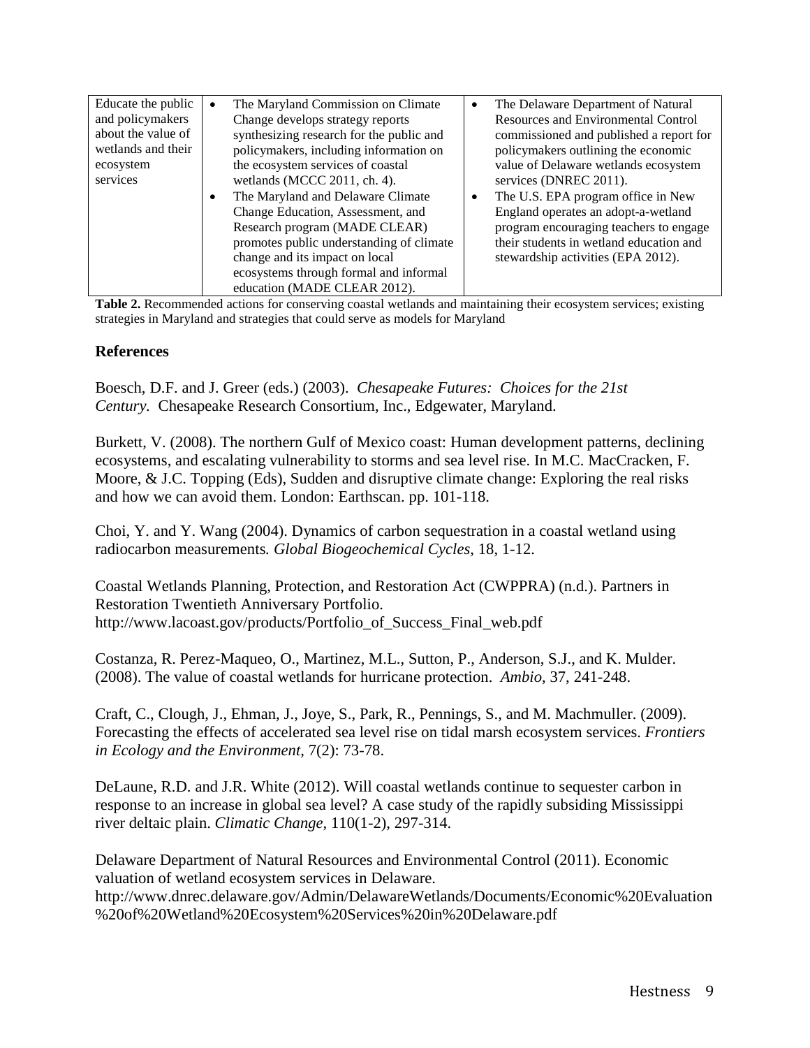| Educate the public and policymakers about the value of wetlands and their ecosystem services | • The Maryland Commission on Climate Change develops strategy reports synthesizing research for the public and policymakers, including information on the ecosystem services of coastal wetlands (MCCC 2011, ch. 4).<br>• The Maryland and Delaware Climate Change Education, Assessment, and Research program (MADE CLEAR) promotes public understanding of climate change and its impact on local ecosystems through formal and informal education (MADE CLEAR 2012). | • The Delaware Department of Natural Resources and Environmental Control commissioned and published a report for policymakers outlining the economic value of Delaware wetlands ecosystem services (DNREC 2011).<br>• The U.S. EPA program office in New England operates an adopt-a-wetland program encouraging teachers to engage their students in wetland education and stewardship activities (EPA 2012). |
|---|---|---|

**Table 2.** Recommended actions for conserving coastal wetlands and maintaining their ecosystem services; existing strategies in Maryland and strategies that could serve as models for Maryland

## References

Boesch, D.F. and J. Greer (eds.) (2003). *Chesapeake Futures: Choices for the 21st Century.* Chesapeake Research Consortium, Inc., Edgewater, Maryland.

Burkett, V. (2008). The northern Gulf of Mexico coast: Human development patterns, declining ecosystems, and escalating vulnerability to storms and sea level rise. In M.C. MacCracken, F. Moore, & J.C. Topping (Eds), Sudden and disruptive climate change: Exploring the real risks and how we can avoid them. London: Earthscan. pp. 101-118.

Choi, Y. and Y. Wang (2004). Dynamics of carbon sequestration in a coastal wetland using radiocarbon measurements. *Global Biogeochemical Cycles*, 18, 1-12.

Coastal Wetlands Planning, Protection, and Restoration Act (CWPPRA) (n.d.). Partners in Restoration Twentieth Anniversary Portfolio. http://www.lacoast.gov/products/Portfolio_of_Success_Final_web.pdf

Costanza, R. Perez-Maqueo, O., Martinez, M.L., Sutton, P., Anderson, S.J., and K. Mulder. (2008). The value of coastal wetlands for hurricane protection. *Ambio*, 37, 241-248.

Craft, C., Clough, J., Ehman, J., Joye, S., Park, R., Pennings, S., and M. Machmuller. (2009). Forecasting the effects of accelerated sea level rise on tidal marsh ecosystem services. *Frontiers in Ecology and the Environment*, 7(2): 73-78.

DeLaune, R.D. and J.R. White (2012). Will coastal wetlands continue to sequester carbon in response to an increase in global sea level? A case study of the rapidly subsiding Mississippi river deltaic plain. *Climatic Change*, 110(1-2), 297-314.

Delaware Department of Natural Resources and Environmental Control (2011). Economic valuation of wetland ecosystem services in Delaware. http://www.dnrec.delaware.gov/Admin/DelawareWetlands/Documents/Economic%20Evaluation%20of%20Wetland%20Ecosystem%20Services%20in%20Delaware.pdf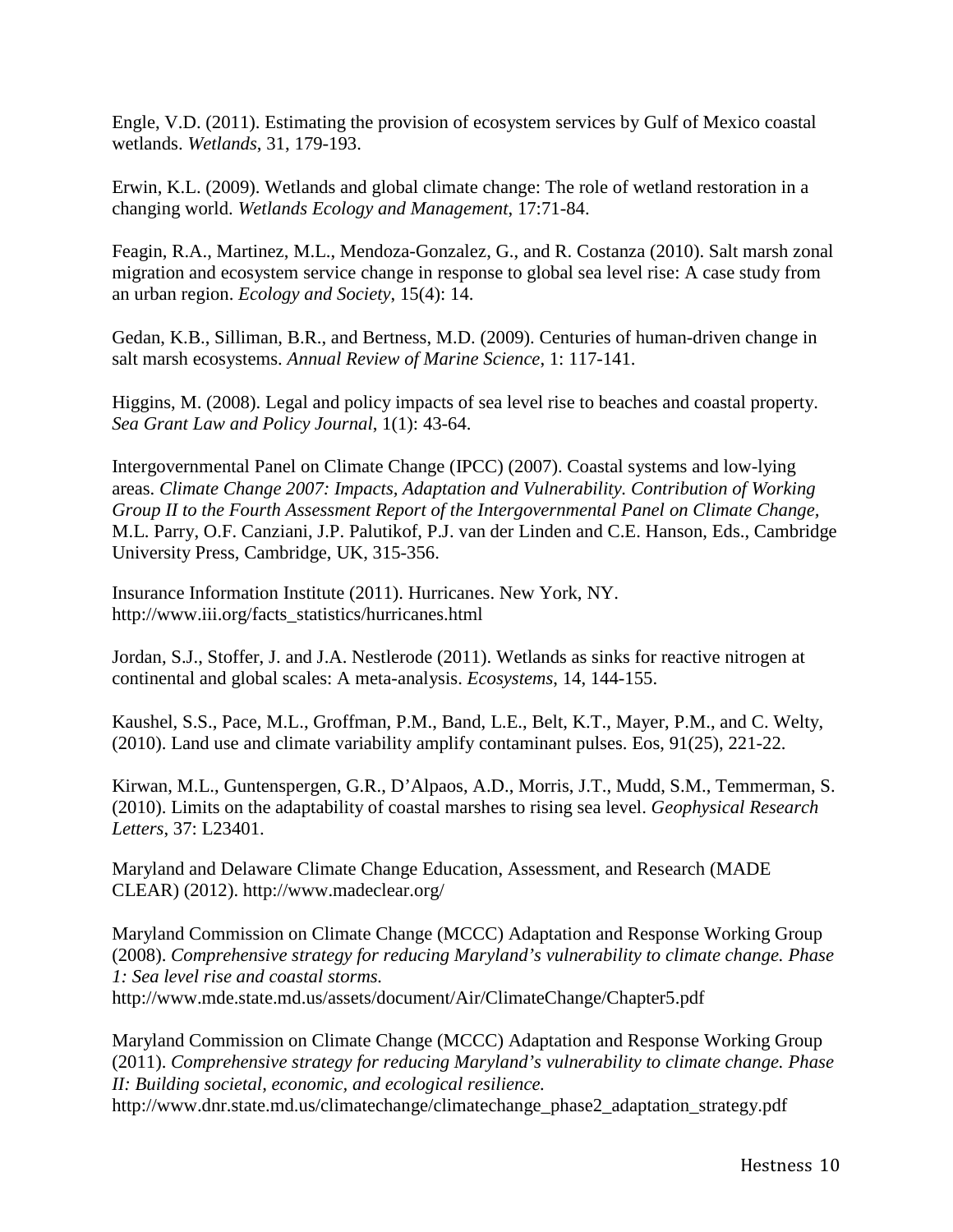Engle, V.D. (2011). Estimating the provision of ecosystem services by Gulf of Mexico coastal wetlands. *Wetlands*, 31, 179-193.

Erwin, K.L. (2009). Wetlands and global climate change: The role of wetland restoration in a changing world. *Wetlands Ecology and Management*, 17:71-84.

Feagin, R.A., Martinez, M.L., Mendoza-Gonzalez, G., and R. Costanza (2010). Salt marsh zonal migration and ecosystem service change in response to global sea level rise: A case study from an urban region. *Ecology and Society*, 15(4): 14.

Gedan, K.B., Silliman, B.R., and Bertness, M.D. (2009). Centuries of human-driven change in salt marsh ecosystems. *Annual Review of Marine Science*, 1: 117-141.

Higgins, M. (2008). Legal and policy impacts of sea level rise to beaches and coastal property. *Sea Grant Law and Policy Journal*, 1(1): 43-64.

Intergovernmental Panel on Climate Change (IPCC) (2007). Coastal systems and low-lying areas. *Climate Change 2007: Impacts, Adaptation and Vulnerability. Contribution of Working Group II to the Fourth Assessment Report of the Intergovernmental Panel on Climate Change*, M.L. Parry, O.F. Canziani, J.P. Palutikof, P.J. van der Linden and C.E. Hanson, Eds., Cambridge University Press, Cambridge, UK, 315-356.

Insurance Information Institute (2011). Hurricanes. New York, NY. http://www.iii.org/facts_statistics/hurricanes.html

Jordan, S.J., Stoffer, J. and J.A. Nestlerode (2011). Wetlands as sinks for reactive nitrogen at continental and global scales: A meta-analysis. *Ecosystems*, 14, 144-155.

Kaushel, S.S., Pace, M.L., Groffman, P.M., Band, L.E., Belt, K.T., Mayer, P.M., and C. Welty, (2010). Land use and climate variability amplify contaminant pulses. Eos, 91(25), 221-22.

Kirwan, M.L., Guntenspergen, G.R., D'Alpaos, A.D., Morris, J.T., Mudd, S.M., Temmerman, S. (2010). Limits on the adaptability of coastal marshes to rising sea level. *Geophysical Research Letters*, 37: L23401.

Maryland and Delaware Climate Change Education, Assessment, and Research (MADE CLEAR) (2012). http://www.madeclear.org/

Maryland Commission on Climate Change (MCCC) Adaptation and Response Working Group (2008). *Comprehensive strategy for reducing Maryland's vulnerability to climate change. Phase 1: Sea level rise and coastal storms.* http://www.mde.state.md.us/assets/document/Air/ClimateChange/Chapter5.pdf

Maryland Commission on Climate Change (MCCC) Adaptation and Response Working Group (2011). *Comprehensive strategy for reducing Maryland's vulnerability to climate change. Phase II: Building societal, economic, and ecological resilience.* http://www.dnr.state.md.us/climatechange/climatechange_phase2_adaptation_strategy.pdf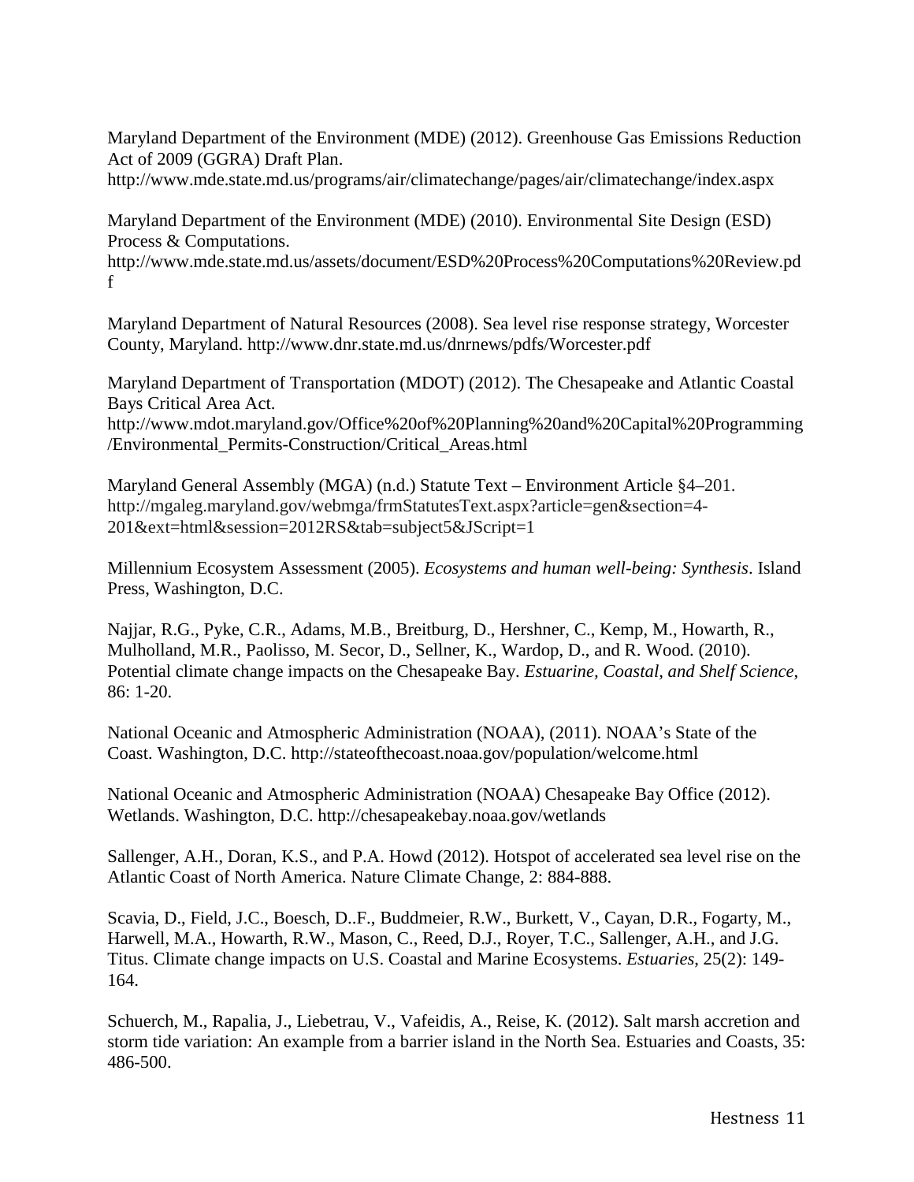Maryland Department of the Environment (MDE) (2012). Greenhouse Gas Emissions Reduction Act of 2009 (GGRA) Draft Plan. http://www.mde.state.md.us/programs/air/climatechange/pages/air/climatechange/index.aspx

Maryland Department of the Environment (MDE) (2010). Environmental Site Design (ESD) Process & Computations. http://www.mde.state.md.us/assets/document/ESD%20Process%20Computations%20Review.pdf

Maryland Department of Natural Resources (2008). Sea level rise response strategy, Worcester County, Maryland. http://www.dnr.state.md.us/dnrnews/pdfs/Worcester.pdf

Maryland Department of Transportation (MDOT) (2012). The Chesapeake and Atlantic Coastal Bays Critical Area Act. http://www.mdot.maryland.gov/Office%20of%20Planning%20and%20Capital%20Programming/Environmental_Permits-Construction/Critical_Areas.html

Maryland General Assembly (MGA) (n.d.) Statute Text – Environment Article §4–201. http://mgaleg.maryland.gov/webmga/frmStatutesText.aspx?article=gen&section=4-201&ext=html&session=2012RS&tab=subject5&JScript=1

Millennium Ecosystem Assessment (2005). *Ecosystems and human well-being: Synthesis*. Island Press, Washington, D.C.

Najjar, R.G., Pyke, C.R., Adams, M.B., Breitburg, D., Hershner, C., Kemp, M., Howarth, R., Mulholland, M.R., Paolisso, M. Secor, D., Sellner, K., Wardop, D., and R. Wood. (2010). Potential climate change impacts on the Chesapeake Bay. *Estuarine, Coastal, and Shelf Science*, 86: 1-20.

National Oceanic and Atmospheric Administration (NOAA), (2011). NOAA's State of the Coast. Washington, D.C. http://stateofthecoast.noaa.gov/population/welcome.html

National Oceanic and Atmospheric Administration (NOAA) Chesapeake Bay Office (2012). Wetlands. Washington, D.C. http://chesapeakebay.noaa.gov/wetlands

Sallenger, A.H., Doran, K.S., and P.A. Howd (2012). Hotspot of accelerated sea level rise on the Atlantic Coast of North America. Nature Climate Change, 2: 884-888.

Scavia, D., Field, J.C., Boesch, D..F., Buddmeier, R.W., Burkett, V., Cayan, D.R., Fogarty, M., Harwell, M.A., Howarth, R.W., Mason, C., Reed, D.J., Royer, T.C., Sallenger, A.H., and J.G. Titus. Climate change impacts on U.S. Coastal and Marine Ecosystems. *Estuaries*, 25(2): 149-164.

Schuerch, M., Rapalia, J., Liebetrau, V., Vafeidis, A., Reise, K. (2012). Salt marsh accretion and storm tide variation: An example from a barrier island in the North Sea. Estuaries and Coasts, 35: 486-500.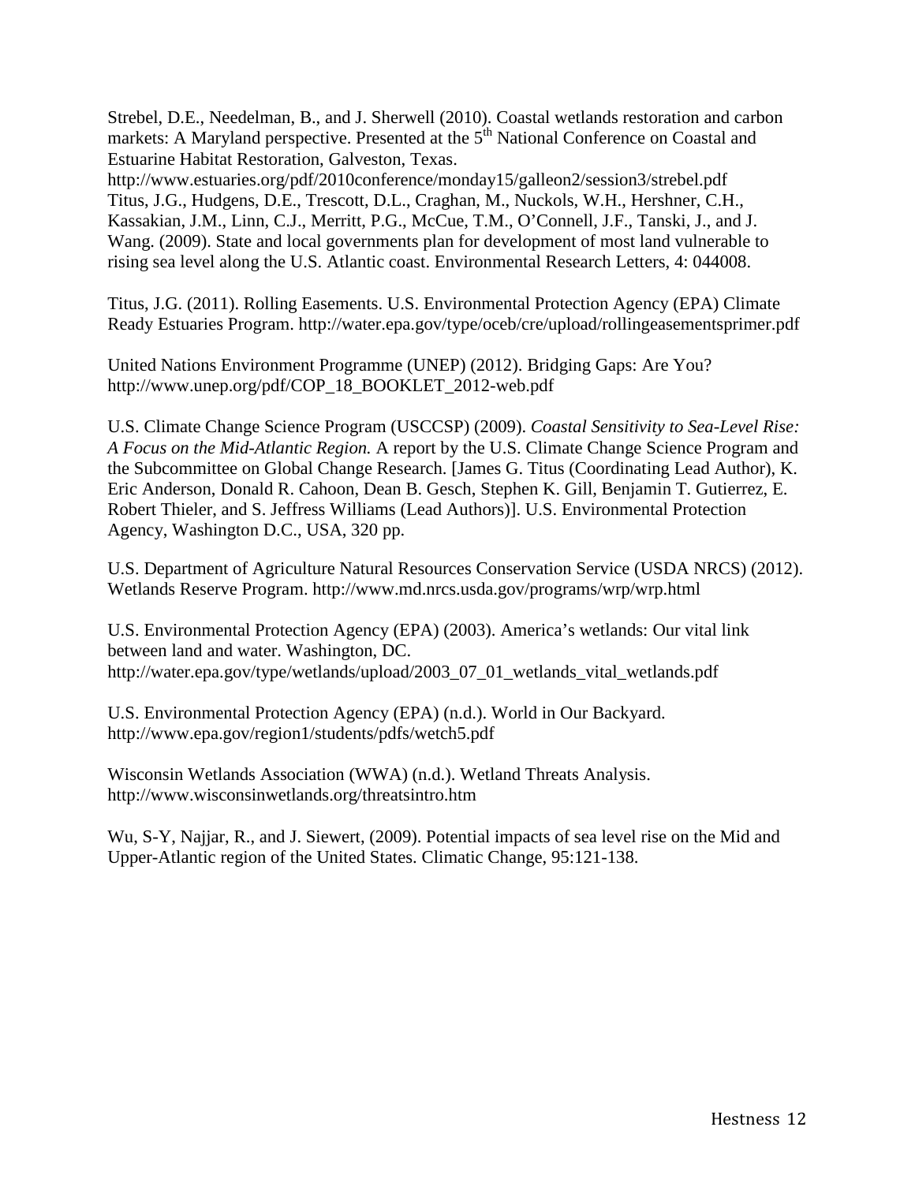Strebel, D.E., Needelman, B., and J. Sherwell (2010). Coastal wetlands restoration and carbon markets: A Maryland perspective. Presented at the 5th National Conference on Coastal and Estuarine Habitat Restoration, Galveston, Texas.
http://www.estuaries.org/pdf/2010conference/monday15/galleon2/session3/strebel.pdf

Titus, J.G., Hudgens, D.E., Trescott, D.L., Craghan, M., Nuckols, W.H., Hershner, C.H., Kassakian, J.M., Linn, C.J., Merritt, P.G., McCue, T.M., O'Connell, J.F., Tanski, J., and J. Wang. (2009). State and local governments plan for development of most land vulnerable to rising sea level along the U.S. Atlantic coast. Environmental Research Letters, 4: 044008.

Titus, J.G. (2011). Rolling Easements. U.S. Environmental Protection Agency (EPA) Climate Ready Estuaries Program. http://water.epa.gov/type/oceb/cre/upload/rollingeasementsprimer.pdf

United Nations Environment Programme (UNEP) (2012). Bridging Gaps: Are You? http://www.unep.org/pdf/COP_18_BOOKLET_2012-web.pdf

U.S. Climate Change Science Program (USCCSP) (2009). *Coastal Sensitivity to Sea-Level Rise: A Focus on the Mid-Atlantic Region.* A report by the U.S. Climate Change Science Program and the Subcommittee on Global Change Research. [James G. Titus (Coordinating Lead Author), K. Eric Anderson, Donald R. Cahoon, Dean B. Gesch, Stephen K. Gill, Benjamin T. Gutierrez, E. Robert Thieler, and S. Jeffress Williams (Lead Authors)]. U.S. Environmental Protection Agency, Washington D.C., USA, 320 pp.

U.S. Department of Agriculture Natural Resources Conservation Service (USDA NRCS) (2012). Wetlands Reserve Program. http://www.md.nrcs.usda.gov/programs/wrp/wrp.html

U.S. Environmental Protection Agency (EPA) (2003). America's wetlands: Our vital link between land and water. Washington, DC.
http://water.epa.gov/type/wetlands/upload/2003_07_01_wetlands_vital_wetlands.pdf

U.S. Environmental Protection Agency (EPA) (n.d.). World in Our Backyard.
http://www.epa.gov/region1/students/pdfs/wetch5.pdf

Wisconsin Wetlands Association (WWA) (n.d.). Wetland Threats Analysis.
http://www.wisconsinwetlands.org/threatsintro.htm

Wu, S-Y, Najjar, R., and J. Siewert, (2009). Potential impacts of sea level rise on the Mid and Upper-Atlantic region of the United States. Climatic Change, 95:121-138.